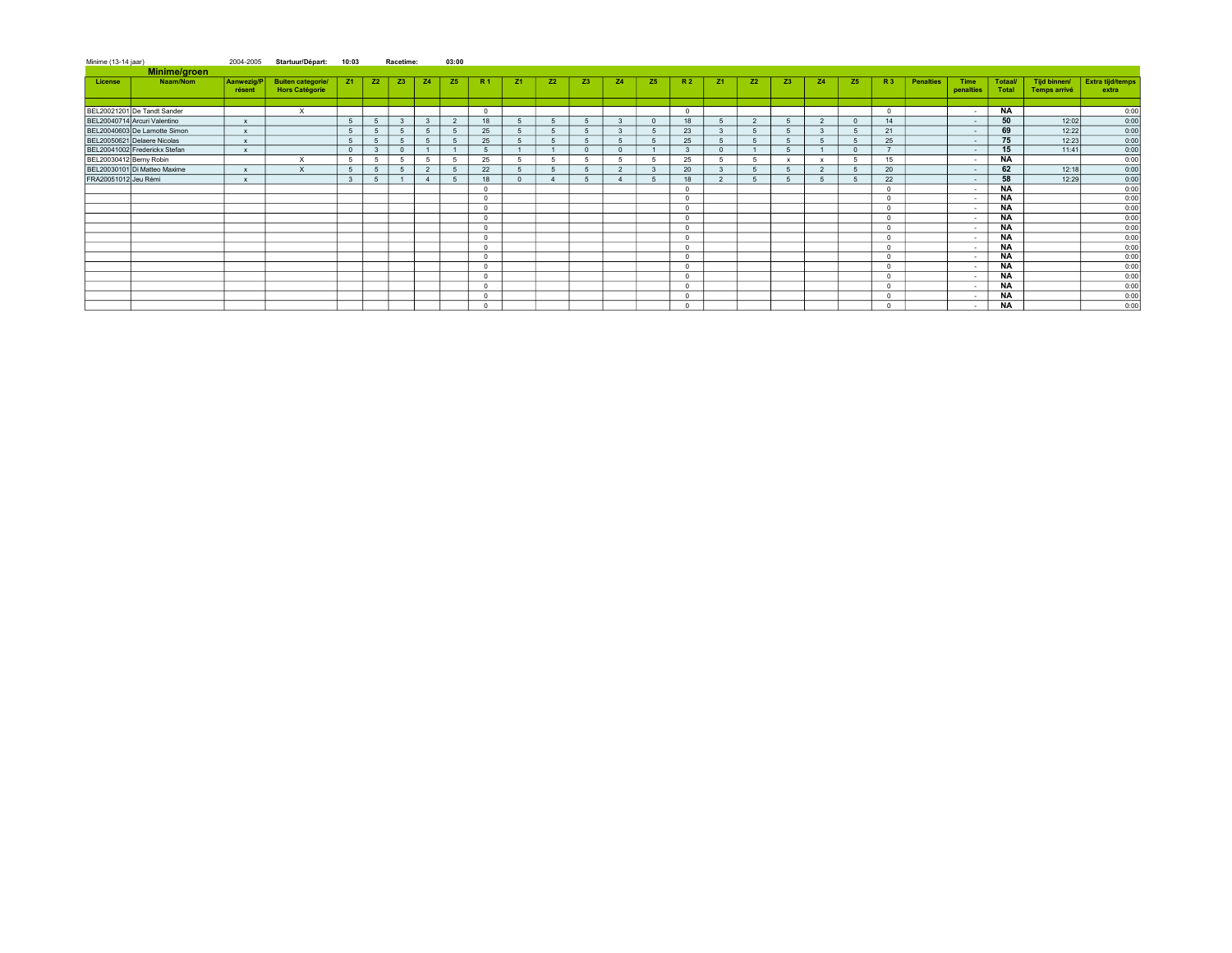Minime (13-14 jaar) 2004-2005 **Startuur/Départ: 10:03** **Racetime: 03:00**

## Minime/groen

| License | Naam/Nom | Aanwezig/Présent | Buiten categorie/ Hors Catégorie | Z1 | Z2 | Z3 | Z4 | Z5 | R 1 | Z1 | Z2 | Z3 | Z4 | Z5 | R 2 | Z1 | Z2 | Z3 | Z4 | Z5 | R 3 | Penalties | Time penalties | Totaal/ Total | Tijd binnen/ Temps arrivé | Extra tijd/temps extra |
|---|---|---|---|---|---|---|---|---|---|---|---|---|---|---|---|---|---|---|---|---|---|---|---|---|---|---|
| BEL20021201 | De Tandt Sander | | X | | | | | | 0 | | | | | | 0 | | | | | | 0 | | - | **NA** | | 0:00 |
| BEL20040714 | Arcuri Valentino | x | | 5 | 5 | 3 | 3 | 2 | 18 | 5 | 5 | 5 | 3 | 0 | 18 | 5 | 2 | 5 | 2 | 0 | 14 | | - | **50** | 12:02 | 0:00 |
| BEL20040603 | De Lamotte Simon | x | | 5 | 5 | 5 | 5 | 5 | 25 | 5 | 5 | 5 | 3 | 5 | 23 | 3 | 5 | 5 | 3 | 5 | 21 | | - | **69** | 12:22 | 0:00 |
| BEL20050621 | Delaere Nicolas | x | | 5 | 5 | 5 | 5 | 5 | 25 | 5 | 5 | 5 | 5 | 5 | 25 | 5 | 5 | 5 | 5 | 5 | 25 | | - | **75** | 12:23 | 0:00 |
| BEL20041002 | Frederickx Stefan | x | | 0 | 3 | 0 | 1 | 1 | 5 | 1 | 1 | 0 | 0 | 1 | 3 | 0 | 1 | 5 | 1 | 0 | 7 | | - | **15** | 11:41 | 0:00 |
| BEL20030412 | Berny Robin | | X | 5 | 5 | 5 | 5 | 5 | 25 | 5 | 5 | 5 | 5 | 5 | 25 | 5 | 5 | x | x | 5 | 15 | | - | **NA** | | 0:00 |
| BEL20030101 | Di Matteo Maxime | x | X | 5 | 5 | 5 | 2 | 5 | 22 | 5 | 5 | 5 | 2 | 3 | 20 | 3 | 5 | 5 | 2 | 5 | 20 | | - | **62** | 12:18 | 0:00 |
| FRA20051012 | Jeu Rémi | x | | 3 | 5 | 1 | 4 | 5 | 18 | 0 | 4 | 5 | 4 | 5 | 18 | 2 | 5 | 5 | 5 | 5 | 22 | | - | **58** | 12:29 | 0:00 |
| | | | | | | | | | 0 | | | | | | 0 | | | | | | 0 | | - | **NA** | | 0:00 |
| | | | | | | | | | 0 | | | | | | 0 | | | | | | 0 | | - | **NA** | | 0:00 |
| | | | | | | | | | 0 | | | | | | 0 | | | | | | 0 | | - | **NA** | | 0:00 |
| | | | | | | | | | 0 | | | | | | 0 | | | | | | 0 | | - | **NA** | | 0:00 |
| | | | | | | | | | 0 | | | | | | 0 | | | | | | 0 | | - | **NA** | | 0:00 |
| | | | | | | | | | 0 | | | | | | 0 | | | | | | 0 | | - | **NA** | | 0:00 |
| | | | | | | | | | 0 | | | | | | 0 | | | | | | 0 | | - | **NA** | | 0:00 |
| | | | | | | | | | 0 | | | | | | 0 | | | | | | 0 | | - | **NA** | | 0:00 |
| | | | | | | | | | 0 | | | | | | 0 | | | | | | 0 | | - | **NA** | | 0:00 |
| | | | | | | | | | 0 | | | | | | 0 | | | | | | 0 | | - | **NA** | | 0:00 |
| | | | | | | | | | 0 | | | | | | 0 | | | | | | 0 | | - | **NA** | | 0:00 |
| | | | | | | | | | 0 | | | | | | 0 | | | | | | 0 | | - | **NA** | | 0:00 |
| | | | | | | | | | 0 | | | | | | 0 | | | | | | 0 | | - | **NA** | | 0:00 |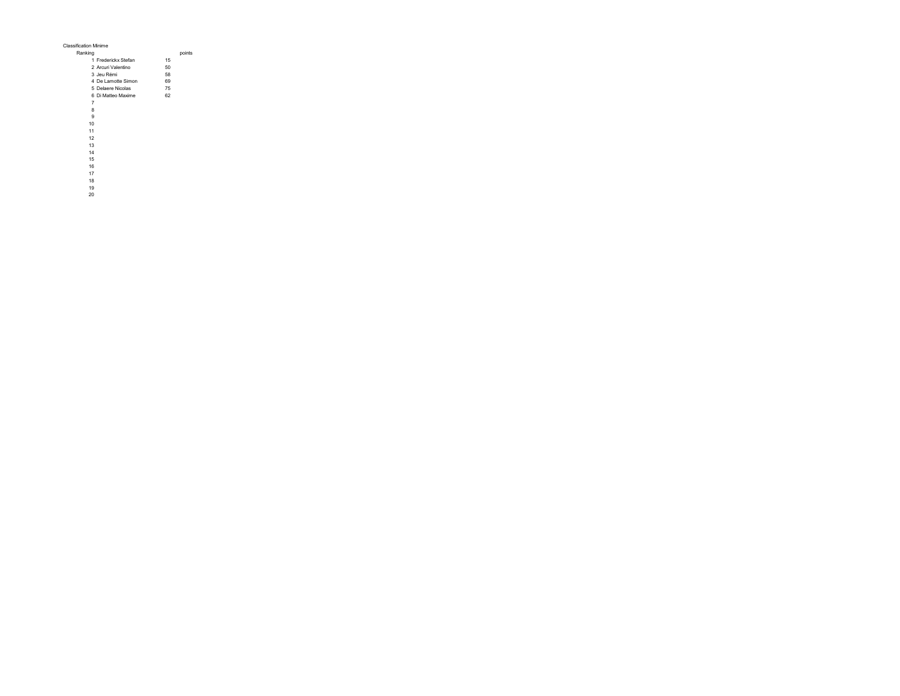Classification Minime

| Ranking | | | points |
|---|---|---|---|
| 1 | Frederickx Stefan | 15 | |
| 2 | Arcuri Valentino | 50 | |
| 3 | Jeu Rémi | 58 | |
| 4 | De Lamotte Simon | 69 | |
| 5 | Delaere Nicolas | 75 | |
| 6 | Di Matteo Maxime | 62 | |
| 7 | | | |
| 8 | | | |
| 9 | | | |
| 10 | | | |
| 11 | | | |
| 12 | | | |
| 13 | | | |
| 14 | | | |
| 15 | | | |
| 16 | | | |
| 17 | | | |
| 18 | | | |
| 19 | | | |
| 20 | | | |